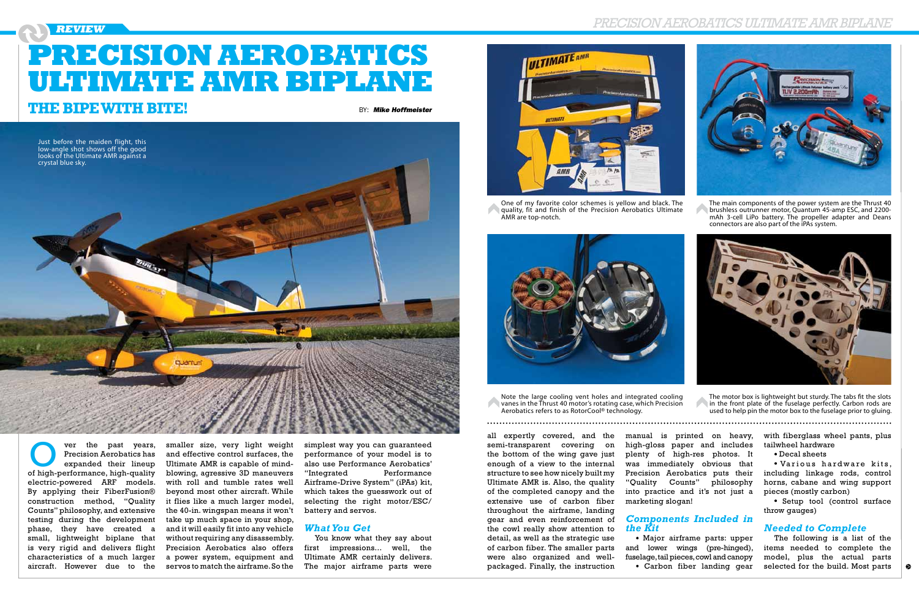REVIEW

# PRECISION AEROBATICS ULTIMATE AMR BIPLANE

## THE BIPE WITH BITE!

BY: ***Mike Hoffmeister***

Just before the maiden flight, this low-angle shot shows off the good looks of the Ultimate AMR against a crystal blue sky.

One of my favorite color schemes is yellow and black. The quality, fit and finish of the Precision Aerobatics Ultimate AMR are top-notch.

The main components of the power system are the Thrust 40 brushless outrunner motor, Quantum 45-amp ESC, and 2200-mAh 3-cell LiPo battery. The propeller adapter and Deans connectors are also part of the iPAs system.

Note the large cooling vent holes and integrated cooling vanes in the Thrust 40 motor's rotating case, which Precision Aerobatics refers to as RotorCool® technology.

The motor box is lightweight but sturdy. The tabs fit the slots in the front plate of the fuselage perfectly. Carbon rods are used to help pin the motor box to the fuselage prior to gluing.

Over the past years, Precision Aerobatics has expanded their lineup of high-performance, high-quality electric-powered ARF models. By applying their FiberFusion® construction method, "Quality Counts" philosophy, and extensive testing during the development phase, they have created a small, lightweight biplane that is very rigid and delivers flight characteristics of a much larger aircraft. However due to the smaller size, very light weight and effective control surfaces, the Ultimate AMR is capable of mind-blowing, agressive 3D maneuvers with roll and tumble rates well beyond most other aircraft. While it flies like a much larger model, the 40-in. wingspan means it won't take up much space in your shop, and it will easily fit into any vehicle without requiring any disassembly. Precision Aerobatics also offers a power system, equipment and servos to match the airframe. So the simplest way you can guaranteed performance of your model is to also use Performance Aerobatics' "Integrated Performance Airframe-Drive System" (iPAs) kit, which takes the guesswork out of selecting the right motor/ESC/battery and servos.

### *What You Get*

You know what they say about first impressions… well, the Ultimate AMR certainly delivers. The major airframe parts were all expertly covered, and the semi-transparent covering on the bottom of the wing gave just enough of a view to the internal structure to see how nicely built my Ultimate AMR is. Also, the quality of the completed canopy and the extensive use of carbon fiber throughout the airframe, landing gear and even reinforcement of the cowl really show attention to detail, as well as the strategic use of carbon fiber. The smaller parts were also organized and well-packaged. Finally, the instruction manual is printed on heavy, high-gloss paper and includes plenty of high-res photos. It was immediately obvious that Precision Aerobatics puts their "Quality Counts" philosophy into practice and it's not just a marketing slogan!

### *Components Included in the Kit*

- Major airframe parts: upper and lower wings (pre-hinged), fuselage, tail pieces, cowl and canopy
- Carbon fiber landing gear with fiberglass wheel pants, plus tailwheel hardware
- Decal sheets
- Various hardware kits, including linkage rods, control horns, cabane and wing support pieces (mostly carbon)
- Setup tool (control surface throw gauges)

### *Needed to Complete*

The following is a list of the items needed to complete the model, plus the actual parts selected for the build. Most parts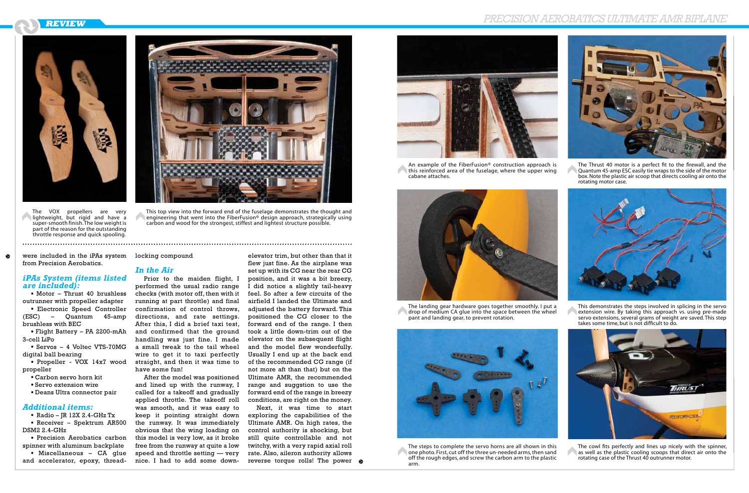The VOX propellers are very lightweight, but rigid and have a super-smooth finish. The low weight is part of the reason for the outstanding throttle response and quick spooling.

This top view into the forward end of the fuselage demonstrates the thought and engineering that went into the FiberFusion® design approach, strategically using carbon and wood for the strongest, stiffest and lightest structure possible.

were included in the iPAs system from Precision Aerobatics.

### iPAs System (items listed are included):

- Motor – Thrust 40 brushless outrunner with propeller adapter
- Electronic Speed Controller (ESC) – Quantum 45-amp brushless with BEC
- Flight Battery – PA 2200-mAh 3-cell LiPo
- Servos – 4 Voltec VTS-70MG digital ball bearing
- Propeller - VOX 14x7 wood propeller
- Carbon servo horn kit
- Servo extension wire
- Deans Ultra connector pair

### Additional items:

- Radio – JR 12X 2.4-GHz Tx
- Receiver – Spektrum AR500 DSM2 2.4-GHz
- Precision Aerobatics carbon spinner with aluminum backplate
- Miscellaneous – CA glue and accelerator, epoxy, thread-locking compound

### In the Air

Prior to the maiden flight, I performed the usual radio range checks (with motor off, then with it running at part throttle) and final confirmation of control throws, directions, and rate settings. After this, I did a brief taxi test, and confirmed that the ground handling was just fine. I made a small tweak to the tail wheel wire to get it to taxi perfectly straight, and then it was time to have some fun!

After the model was positioned and lined up with the runway, I called for a takeoff and gradually applied throttle. The takeoff roll was smooth, and it was easy to keep it pointing straight down the runway. It was immediately obvious that the wing loading on this model is very low, as it broke free from the runway at quite a low speed and throttle setting — very nice. I had to add some down-elevator trim, but other than that it flew just fine. As the airplane was set up with its CG near the rear CG position, and it was a bit breezy, I did notice a slightly tail-heavy feel. So after a few circuits of the airfield I landed the Ultimate and adjusted the battery forward. This positioned the CG closer to the forward end of the range. I then took a little down-trim out of the elevator on the subsequent flight and the model flew wonderfully. Usually I end up at the back end of the recommended CG range (if not more aft than that) but on the Ultimate AMR, the recommended range and suggstion to use the forward end of the range in breezy conditions, are right on the money.

Next, it was time to start exploring the capabilities of the Ultimate AMR. On high rates, the control authority is shocking, but still quite controllable and not twitchy, with a very rapid axial roll rate. Also, aileron authority allows reverse torque rolls! The power

An example of the FiberFusion® construction approach is this reinforced area of the fuselage, where the upper wing cabane attaches.

The Thrust 40 motor is a perfect fit to the firewall, and the Quantum 45-amp ESC easily tie wraps to the side of the motor box. Note the plastic air scoop that directs cooling air onto the rotating motor case.

The landing gear hardware goes together smoothly. I put a drop of medium CA glue into the space between the wheel pant and landing gear, to prevent rotation.

This demonstrates the steps involved in splicing in the servo extension wire. By taking this approach vs. using pre-made servo extensions, several grams of weight are saved. This step takes some time, but is not difficult to do.

The steps to complete the servo horns are all shown in this one photo. First, cut off the three un-needed arms, then sand off the rough edges, and screw the carbon arm to the plastic arm.

The cowl fits perfectly and lines up nicely with the spinner, as well as the plastic cooling scoops that direct air onto the rotating case of the Thrust 40 outrunner motor.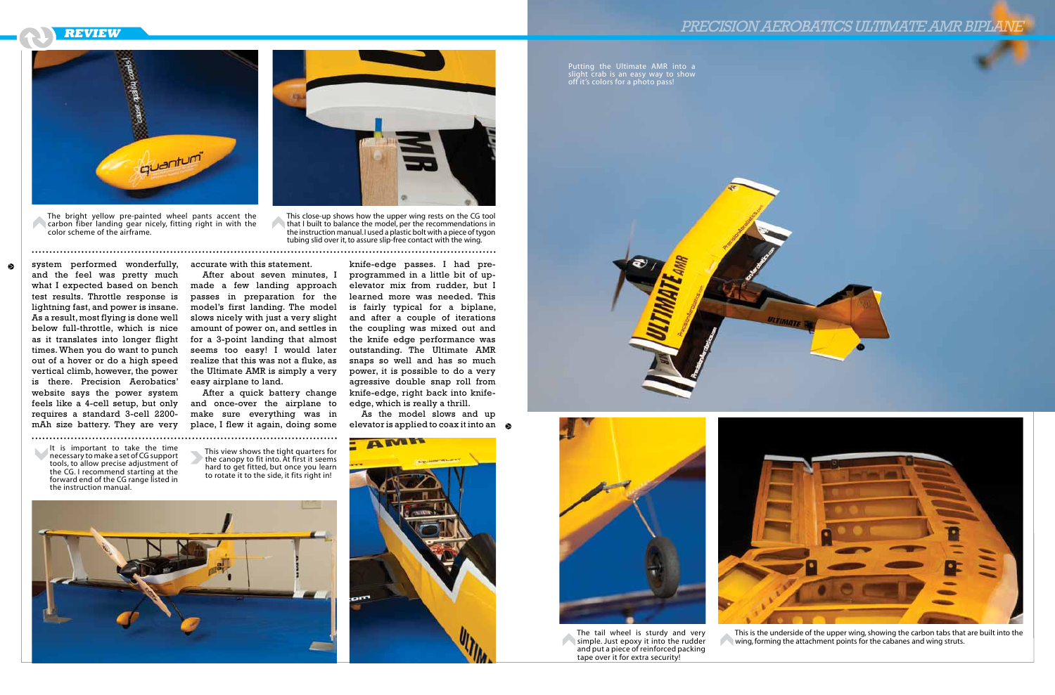The bright yellow pre-painted wheel pants accent the carbon fiber landing gear nicely, fitting right in with the color scheme of the airframe.

This close-up shows how the upper wing rests on the CG tool that I built to balance the model, per the recommendations in the instruction manual. I used a plastic bolt with a piece of tygon tubing slid over it, to assure slip-free contact with the wing.

system performed wonderfully, and the feel was pretty much what I expected based on bench test results. Throttle response is lightning fast, and power is insane. As a result, most flying is done well below full-throttle, which is nice as it translates into longer flight times. When you do want to punch out of a hover or do a high speed vertical climb, however, the power is there. Precision Aerobatics' website says the power system feels like a 4-cell setup, but only requires a standard 3-cell 2200-mAh size battery. They are very accurate with this statement.

After about seven minutes, I made a few landing approach passes in preparation for the model's first landing. The model slows nicely with just a very slight amount of power on, and settles in for a 3-point landing that almost seems too easy! I would later realize that this was not a fluke, as the Ultimate AMR is simply a very easy airplane to land.

After a quick battery change and once-over the airplane to make sure everything was in place, I flew it again, doing some knife-edge passes. I had pre-programmed in a little bit of up-elevator mix from rudder, but I learned more was needed. This is fairly typical for a biplane, and after a couple of iterations the coupling was mixed out and the knife edge performance was outstanding. The Ultimate AMR snaps so well and has so much power, it is possible to do a very agressive double snap roll from knife-edge, right back into knife-edge, which is really a thrill.

As the model slows and up elevator is applied to coax it into an

It is important to take the time necessary to make a set of CG support tools, to allow precise adjustment of the CG. I recommend starting at the forward end of the CG range listed in the instruction manual.

This view shows the tight quarters for the canopy to fit into. At first it seems hard to get fitted, but once you learn to rotate it to the side, it fits right in!

Putting the Ultimate AMR into a slight crab is an easy way to show off it's colors for a photo pass!

The tail wheel is sturdy and very simple. Just epoxy it into the rudder and put a piece of reinforced packing tape over it for extra security!

This is the underside of the upper wing, showing the carbon tabs that are built into the wing, forming the attachment points for the cabanes and wing struts.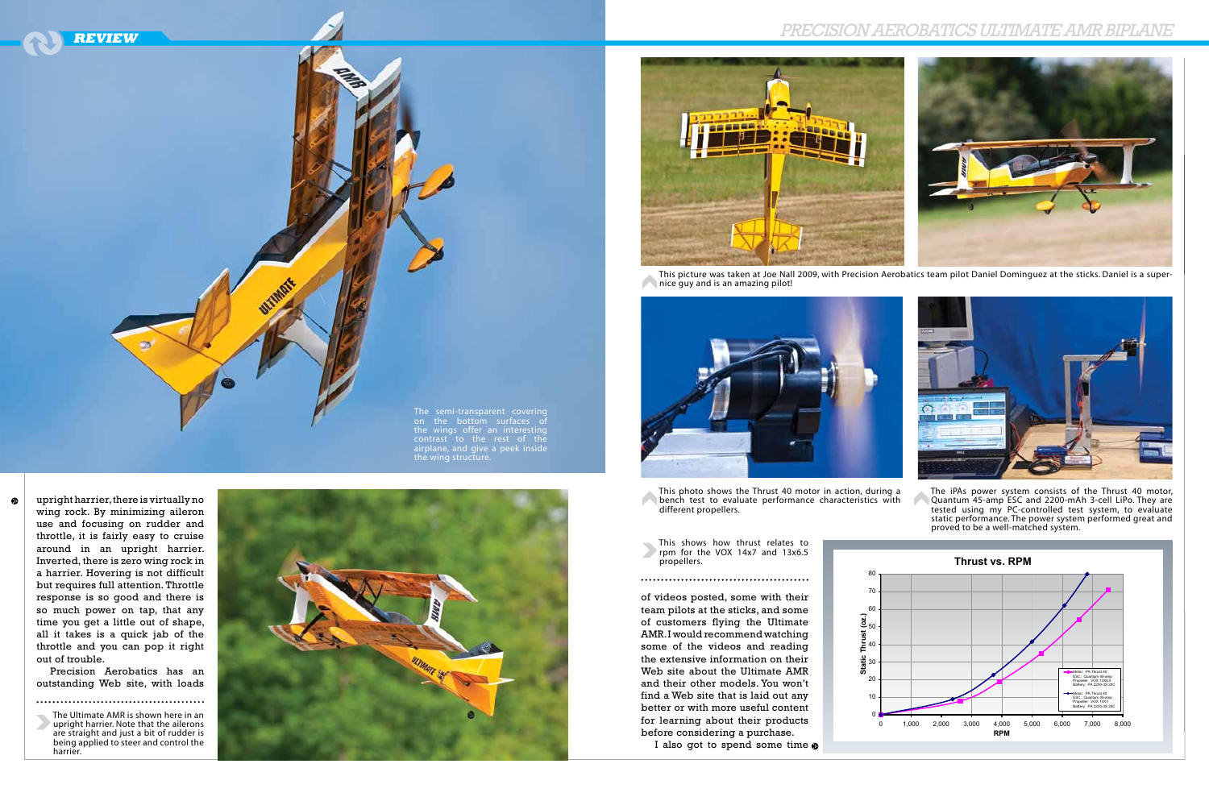upright harrier, there is virtually no wing rock. By minimizing aileron use and focusing on rudder and throttle, it is fairly easy to cruise around in an upright harrier. Inverted, there is zero wing rock in a harrier. Hovering is not difficult but requires full attention. Throttle response is so good and there is so much power on tap, that any time you get a little out of shape, all it takes is a quick jab of the throttle and you can pop it right out of trouble.

Precision Aerobatics has an outstanding Web site, with loads of videos posted, some with their team pilots at the sticks, and some of customers flying the Ultimate AMR. I would recommend watching some of the videos and reading the extensive information on their Web site about the Ultimate AMR and their other models. You won't find a Web site that is laid out any better or with more useful content for learning about their products before considering a purchase.

I also got to spend some time

The semi-transparent covering on the bottom surfaces of the wings offer an interesting contrast to the rest of the airplane, and give a peek inside the wing structure.

The Ultimate AMR is shown here in an upright harrier. Note that the ailerons are straight and just a bit of rudder is being applied to steer and control the harrier.

This picture was taken at Joe Nall 2009, with Precision Aerobatics team pilot Daniel Dominguez at the sticks. Daniel is a super-nice guy and is an amazing pilot!

This photo shows the Thrust 40 motor in action, during a bench test to evaluate performance characteristics with different propellers.

The iPAs power system consists of the Thrust 40 motor, Quantum 45-amp ESC and 2200-mAh 3-cell LiPo. They are tested using my PC-controlled test system, to evaluate static performance. The power system performed great and proved to be a well-matched system.

This shows how thrust relates to rpm for the VOX 14x7 and 13x6.5 propellers.

**Thrust vs. RPM**

Static Thrust (oz.) vs. RPM

Legend:
- Motor: PA Thrust 40, ESC: Quantum 45-amp, Propeller: VOX 13X6.5, Battery: PA 2200-30 25C
- Motor: PA Thrust 40, ESC: Quantum 45-amp, Propeller: VOX 14X7, Battery: PA 2200-30 25C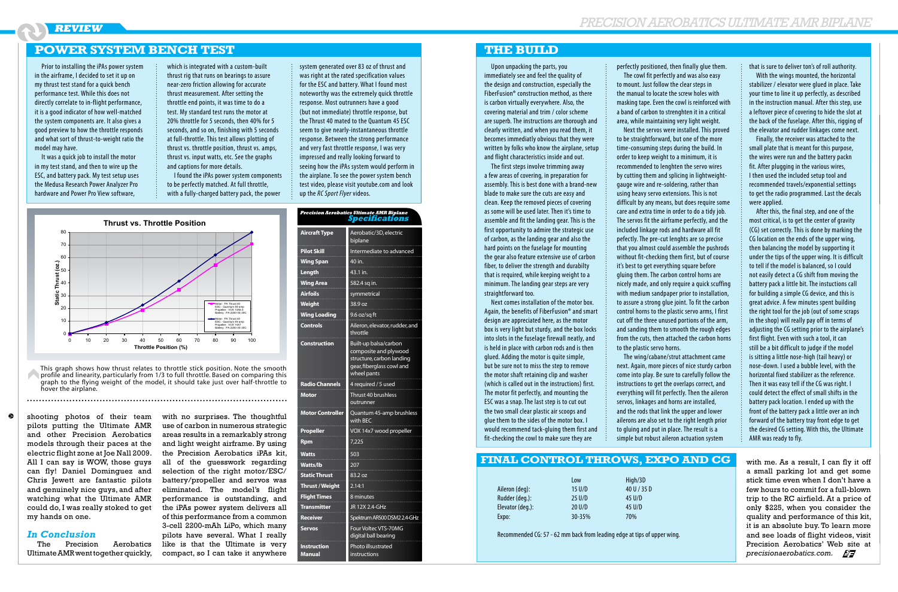## POWER SYSTEM BENCH TEST

Prior to installing the iPAs power system in the airframe, I decided to set it up on my thrust test stand for a quick bench performance test. While this does not directly correlate to in-flight performance, it is a good indicator of how well-matched the system components are. It also gives a good preview to how the throttle responds and what sort of thrust-to-weight ratio the model may have.

It was a quick job to install the motor in my test stand, and then to wire up the ESC, and battery pack. My test setup uses the Medusa Research Power Analyzer Pro hardware and Power Pro View software, which is integrated with a custom-built thrust rig that runs on bearings to assure near-zero friction allowing for accurate thrust measurement. After setting the throttle end points, it was time to do a test. My standard test runs the motor at 20% throttle for 5 seconds, then 40% for 5 seconds, and so on, finishing with 5 seconds at full-throttle. This test allows plotting of thrust vs. throttle position, thrust vs. amps, thrust vs. input watts, etc. See the graphs and captions for more details.

I found the iPAs power system components to be perfectly matched. At full throttle, with a fully-charged battery pack, the power system generated over 83 oz of thrust and was right at the rated specification values for the ESC and battery. What I found most noteworthy was the extremely quick throttle response. Most outrunners have a good (but not immediate) throttle response, but the Thrust 40 mated to the Quantum 45 ESC seem to give nearly-instantaneous throttle response. Between the strong performance and very fast throttle response, I was very impressed and really looking forward to seeing how the iPAs system would perform in the airplane. To see the power system bench test video, please visit youtube.com and look up the *RC Sport Flyer* videos.

**Thrust vs. Throttle Position**

This graph shows how thrust relates to throttle stick position. Note the smooth profile and linearity, particularly from 1/3 to full throttle. Based on comparing this graph to the flying weight of the model, it should take just over half-throttle to hover the airplane.

### *Precision Aerobatics Ultimate AMR Biplane* Specifications

| | |
|---|---|
| Aircraft Type | Aerobatic/3D, electric biplane |
| Pilot Skill | Intermediate to advanced |
| Wing Span | 40 in. |
| Length | 43.1 in. |
| Wing Area | 582.4 sq in. |
| Airfoils | symmetrical |
| Weight | 38.9 oz |
| Wing Loading | 9.6 oz/sq ft |
| Controls | Aileron, elevator, rudder, and throttle |
| Construction | Built-up balsa/carbon composite and plywood structure, carbon landing gear, fiberglass cowl and wheel pants |
| Radio Channels | 4 required / 5 used |
| Motor | Thrust 40 brushless outrunner |
| Motor Controller | Quantum 45-amp brushless with BEC |
| Propeller | VOX 14x7 wood propeller |
| Rpm | 7,225 |
| Watts | 503 |
| Watts/lb | 207 |
| Static Thrust | 83.2 oz |
| Thrust / Weight | 2.14:1 |
| Flight Times | 8 minutes |
| Transmitter | JR 12X 2.4-GHz |
| Receiver | Spektrum AR500 DSM2 2.4-GHz |
| Servos | Four Voltec VTS-70MG digital ball bearing |
| Instruction Manual | Photo illustrated instructions |

shooting photos of their team pilots putting the Ultimate AMR and other Precision Aerobatics models through their paces at the electric flight zone at Joe Nall 2009. All I can say is WOW, those guys can fly! Daniel Dominguez and Chris Jewett are fantastic pilots and genuinely nice guys, and after watching what the Ultimate AMR could do, I was really stoked to get my hands on one.

### *In Conclusion*

The Precision Aerobatics Ultimate AMR went together quickly, with no surprises. The thoughtful use of carbon in numerous strategic areas results in a remarkably strong and light weight airframe. By using the Precision Aerobatics iPAs kit, all of the guesswork regarding selection of the right motor/ESC/battery/propeller and servos was eliminated. The model's flight performance is outstanding, and the iPAs power system delivers all of this performance from a common 3-cell 2200-mAh LiPo, which many pilots have several. What I really like is that the Ultimate is very compact, so I can take it anywhere with me. As a result, I can fly it off a small parking lot and get some stick time even when I don't have a few hours to commit for a full-blown trip to the RC airfield. At a price of only $225, when you consider the quality and performance of this kit, it is an absolute buy. To learn more and see loads of flight videos, visit Precision Aerobatics' Web site at *precisionaerobatics.com*.

## THE BUILD

Upon unpacking the parts, you immediately see and feel the quality of the design and construction, especially the FiberFusion® construction method, as there is carbon virtually everywhere. Also, the covering material and trim / color scheme are superb. The instructions are thorough and clearly written, and when you read them, it becomes immediately obvious that they were written by folks who know the airplane, setup and flight characteristics inside and out.

The first steps involve trimming away a few areas of covering, in preparation for assembly. This is best done with a brand-new blade to make sure the cuts are easy and clean. Keep the removed pieces of covering as some will be used later. Then it's time to assemble and fit the landing gear. This is the first opportunity to admire the strategic use of carbon, as the landing gear and also the hard points on the fuselage for mounting the gear also feature extensive use of carbon fiber, to deliver the strength and durabilty that is required, while keeping weight to a minimum. The landing gear steps are very straightforward too.

Next comes installation of the motor box. Again, the benefits of FiberFusion® and smart design are appreciated here, as the motor box is very light but sturdy, and the box locks into slots in the fuselage firewall neatly, and is held in place with carbon rods and is then glued. Adding the motor is quite simple, but be sure not to miss the step to remove the motor shaft retaining clip and washer (which is called out in the instructions) first. The motor fit perfectly, and mounting the ESC was a snap. The last step is to cut out the two small clear plastic air scoops and glue them to the sides of the motor box. I would recommend tack-gluing them first and fit-checking the cowl to make sure they are perfectly positioned, then finally glue them.

The cowl fit perfectly and was also easy to mount. Just follow the clear steps in the manual to locate the screw holes with masking tape. Even the cowl is reinforced with a band of carbon to strenghten it in a critical area, while maintaining very light weight.

Next the servos were installed. This proved to be straightforward, but one of the more time-consuming steps during the build. In order to keep weight to a minimum, it is recommended to lenghten the servo wires by cutting them and splicing in lightweight-gauge wire and re-soldering, rather than using heavy servo extensions. This is not difficult by any means, but does require care and extra time in order to do a tidy job. The servos fit the airframe perfectly, and the included linkage rods and hardware all fit pefectly. The pre-cut lengths are so precise that you almost could assemble the pushrods without fit-checking them first, but of course it's best to get everything square before gluing them. The carbon control horns are nicely made, and only require a quick scuffing with medium sandpaper prior to installation, to assure a strong glue joint. To fit the carbon control horns to the plastic servo arms, I first cut off the three unused portions of the arm, and sanding them to smooth the rough edges from the cuts, then attached the carbon horns to the plastic servo horns.

The wing/cabane/strut attachment came next. Again, more pieces of nice sturdy carbon come into play. Be sure to carefully follow the instructions to get the overlaps correct, and everything will fit perfectly. Then the aileron servos, linkages and horns are installed, and the rods that link the upper and lower ailerons are also set to the right length prior to gluing and put in place. The result is a simple but robust aileron actuation system that is sure to deliver ton's of roll authority.

With the wings mounted, the horizontal stabilizer / elevator were glued in place. Take your time to line it up perfectly, as described in the instruction manual. After this step, use a leftover piece of covering to hide the slot at the back of the fuselage. After this, rigging of the elevator and rudder linkages come next.

Finally, the receiver was attached to the small plate that is meant for this purpose, the wires were run and the battery packn fit. After plugging in the various wires, I then used the included setup tool and recommended travels/exponential settings to get the radio programmed. Last the decals were applied.

After this, the final step, and one of the most critical, is to get the center of gravity (CG) set correctly. This is done by marking the CG location on the ends of the upper wing, then balancing the model by supporting it under the tips of the upper wing. It is difficult to tell if the model is balanced, so I could not easily detect a CG shift from moving the battery pack a little bit. The instructions call for building a simple CG device, and this is great advice. A few minutes spent building the right tool for the job (out of some scraps in the shop) will really pay off in terms of adjusting the CG setting prior to the airplane's first flight. Even with such a tool, it can still be a bit difficult to judge if the model is sitting a little nose-high (tail heavy) or nose-down. I used a bubble level, with the horizontal fixed stabilizer as the reference. Then it was easy tell if the CG was right. I could detect the effect of small shifts in the battery pack location. I ended up with the front of the battery pack a little over an inch forward of the battery tray front edge to get the desired CG setting. With this, the Ultimate AMR was ready to fly.

## FINAL CONTROL THROWS, EXPO AND CG

| | Low | High/3D |
|---|---|---|
| Aileron (deg): | 15 U/D | 40 U / 35 D |
| Rudder (deg.): | 25 U/D | 45 U/D |
| Elevator (deg.): | 20 U/D | 45 U/D |
| Expo: | 30-35% | 70% |

Recommended CG: 57 - 62 mm back from leading edge at tips of upper wing.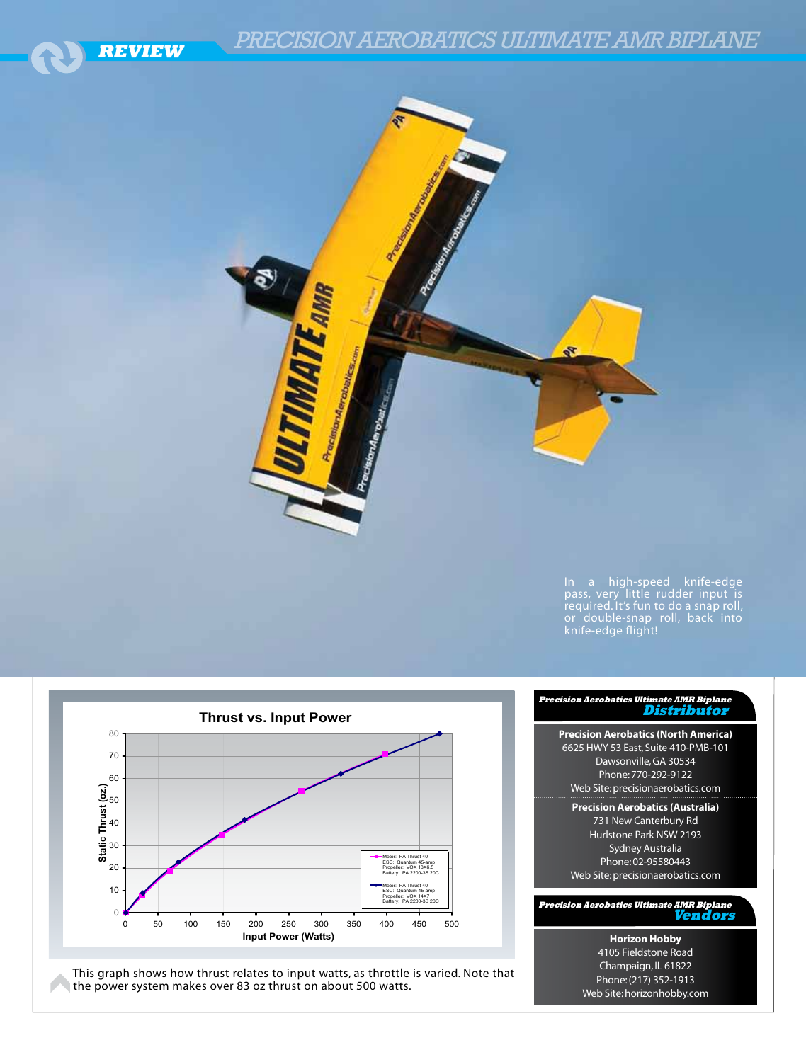In a high-speed knife-edge pass, very little rudder input is required. It's fun to do a snap roll, or double-snap roll, back into knife-edge flight!

Thrust vs. Input Power

Static Thrust (oz.)

80
70
60
50
40
30
20
10
0

0 50 100 150 200 250 300 350 400 450 500

Input Power (Watts)

Motor: PA Thrust 40
ESC: Quantum 45-amp
Propeller: VOX 13X6.5
Battery: PA 2200-3S 20C

Motor: PA Thrust 40
ESC: Quantum 45-amp
Propeller: VOX 14X7
Battery: PA 2200-3S 20C

This graph shows how thrust relates to input watts, as throttle is varied. Note that the power system makes over 83 oz thrust on about 500 watts.

### *Precision Aerobatics Ultimate AMR Biplane* **Distributor**

**Precision Aerobatics (North America)**
6625 HWY 53 East, Suite 410-PMB-101
Dawsonville, GA 30534
Phone: 770-292-9122
Web Site: precisionaerobatics.com

**Precision Aerobatics (Australia)**
731 New Canterbury Rd
Hurlstone Park NSW 2193
Sydney Australia
Phone: 02-95580443
Web Site: precisionaerobatics.com

### *Precision Aerobatics Ultimate AMR Biplane* **Vendors**

**Horizon Hobby**
4105 Fieldstone Road
Champaign, IL 61822
Phone: (217) 352-1913
Web Site: horizonhobby.com